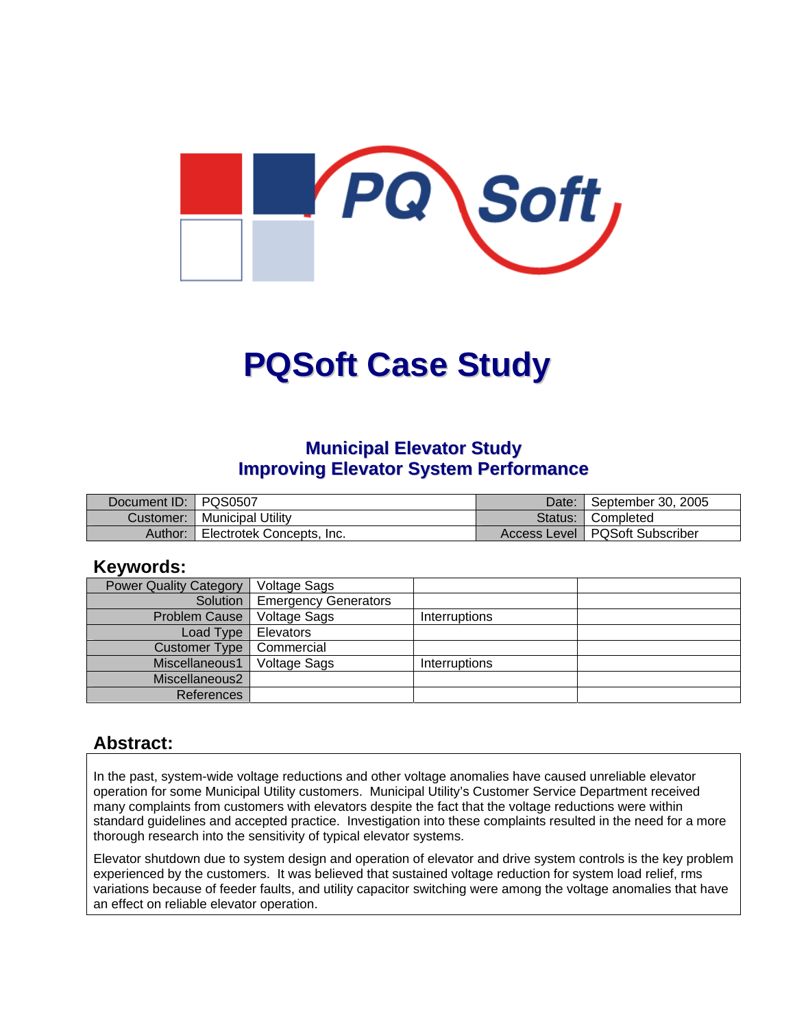# PQSoft Case Study

## Municipal Elevator Study
## Improving Elevator System Performance

| Document ID: | PQS0507 | Date: | September 30, 2005 |
|---|---|---|---|
| Customer: | Municipal Utility | Status: | Completed |
| Author: | Electrotek Concepts, Inc. | Access Level | PQSoft Subscriber |

## Keywords:

| Power Quality Category | Voltage Sags | | |
|---|---|---|---|
| Solution | Emergency Generators | | |
| Problem Cause | Voltage Sags | Interruptions | |
| Load Type | Elevators | | |
| Customer Type | Commercial | | |
| Miscellaneous1 | Voltage Sags | Interruptions | |
| Miscellaneous2 | | | |
| References | | | |

## Abstract:

In the past, system-wide voltage reductions and other voltage anomalies have caused unreliable elevator operation for some Municipal Utility customers. Municipal Utility's Customer Service Department received many complaints from customers with elevators despite the fact that the voltage reductions were within standard guidelines and accepted practice. Investigation into these complaints resulted in the need for a more thorough research into the sensitivity of typical elevator systems.

Elevator shutdown due to system design and operation of elevator and drive system controls is the key problem experienced by the customers. It was believed that sustained voltage reduction for system load relief, rms variations because of feeder faults, and utility capacitor switching were among the voltage anomalies that have an effect on reliable elevator operation.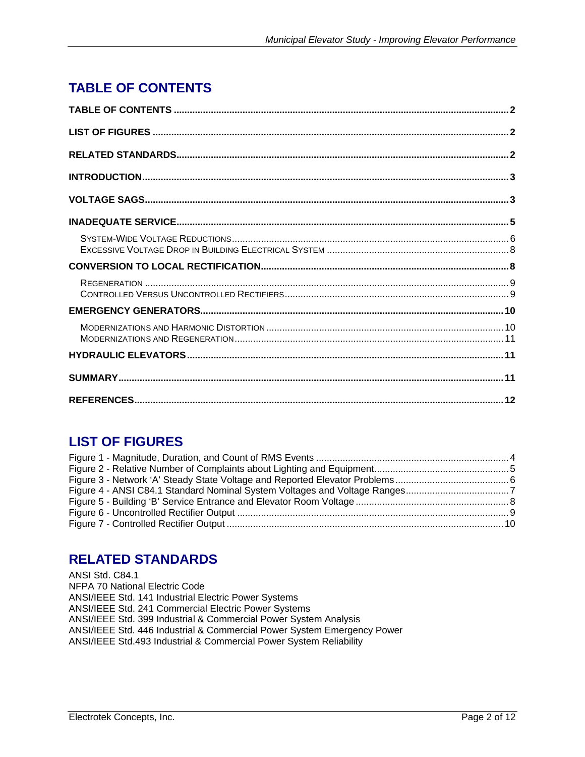# TABLE OF CONTENTS

**TABLE OF CONTENTS** .......... **2**

**LIST OF FIGURES** .......... **2**

**RELATED STANDARDS** .......... **2**

**INTRODUCTION** .......... **3**

**VOLTAGE SAGS** .......... **3**

**INADEQUATE SERVICE** .......... **5**

- SYSTEM-WIDE VOLTAGE REDUCTIONS .......... 6
- EXCESSIVE VOLTAGE DROP IN BUILDING ELECTRICAL SYSTEM .......... 8

**CONVERSION TO LOCAL RECTIFICATION** .......... **8**

- REGENERATION .......... 9
- CONTROLLED VERSUS UNCONTROLLED RECTIFIERS .......... 9

**EMERGENCY GENERATORS** .......... **10**

- MODERNIZATIONS AND HARMONIC DISTORTION .......... 10
- MODERNIZATIONS AND REGENERATION .......... 11

**HYDRAULIC ELEVATORS** .......... **11**

**SUMMARY** .......... **11**

**REFERENCES** .......... **12**

# LIST OF FIGURES

Figure 1 - Magnitude, Duration, and Count of RMS Events .......... 4
Figure 2 - Relative Number of Complaints about Lighting and Equipment .......... 5
Figure 3 - Network 'A' Steady State Voltage and Reported Elevator Problems .......... 6
Figure 4 - ANSI C84.1 Standard Nominal System Voltages and Voltage Ranges .......... 7
Figure 5 - Building 'B' Service Entrance and Elevator Room Voltage .......... 8
Figure 6 - Uncontrolled Rectifier Output .......... 9
Figure 7 - Controlled Rectifier Output .......... 10

# RELATED STANDARDS

ANSI Std. C84.1
NFPA 70 National Electric Code
ANSI/IEEE Std. 141 Industrial Electric Power Systems
ANSI/IEEE Std. 241 Commercial Electric Power Systems
ANSI/IEEE Std. 399 Industrial & Commercial Power System Analysis
ANSI/IEEE Std. 446 Industrial & Commercial Power System Emergency Power
ANSI/IEEE Std.493 Industrial & Commercial Power System Reliability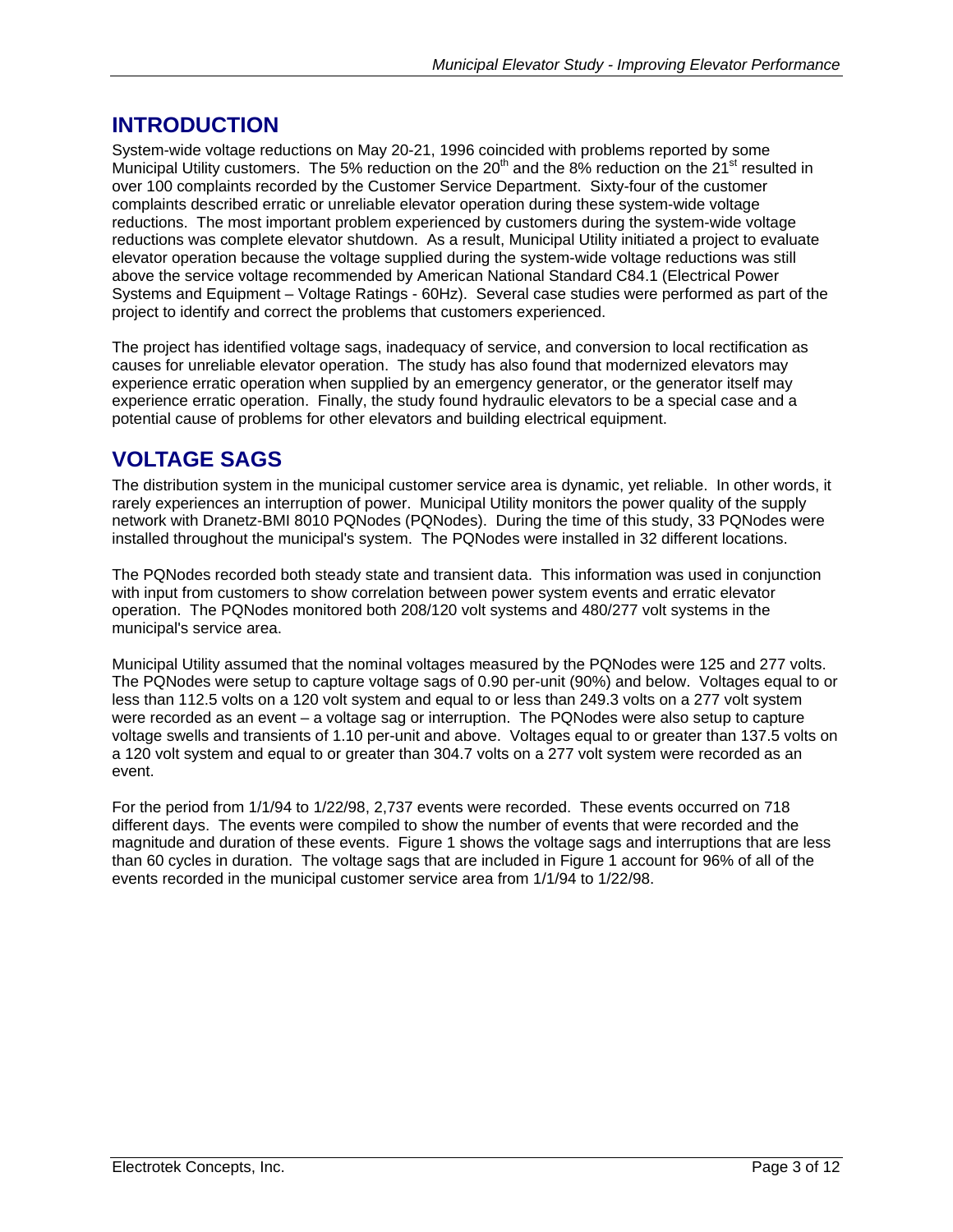## INTRODUCTION

System-wide voltage reductions on May 20-21, 1996 coincided with problems reported by some Municipal Utility customers. The 5% reduction on the 20th and the 8% reduction on the 21st resulted in over 100 complaints recorded by the Customer Service Department. Sixty-four of the customer complaints described erratic or unreliable elevator operation during these system-wide voltage reductions. The most important problem experienced by customers during the system-wide voltage reductions was complete elevator shutdown. As a result, Municipal Utility initiated a project to evaluate elevator operation because the voltage supplied during the system-wide voltage reductions was still above the service voltage recommended by American National Standard C84.1 (Electrical Power Systems and Equipment – Voltage Ratings - 60Hz). Several case studies were performed as part of the project to identify and correct the problems that customers experienced.

The project has identified voltage sags, inadequacy of service, and conversion to local rectification as causes for unreliable elevator operation. The study has also found that modernized elevators may experience erratic operation when supplied by an emergency generator, or the generator itself may experience erratic operation. Finally, the study found hydraulic elevators to be a special case and a potential cause of problems for other elevators and building electrical equipment.

## VOLTAGE SAGS

The distribution system in the municipal customer service area is dynamic, yet reliable. In other words, it rarely experiences an interruption of power. Municipal Utility monitors the power quality of the supply network with Dranetz-BMI 8010 PQNodes (PQNodes). During the time of this study, 33 PQNodes were installed throughout the municipal's system. The PQNodes were installed in 32 different locations.

The PQNodes recorded both steady state and transient data. This information was used in conjunction with input from customers to show correlation between power system events and erratic elevator operation. The PQNodes monitored both 208/120 volt systems and 480/277 volt systems in the municipal's service area.

Municipal Utility assumed that the nominal voltages measured by the PQNodes were 125 and 277 volts. The PQNodes were setup to capture voltage sags of 0.90 per-unit (90%) and below. Voltages equal to or less than 112.5 volts on a 120 volt system and equal to or less than 249.3 volts on a 277 volt system were recorded as an event – a voltage sag or interruption. The PQNodes were also setup to capture voltage swells and transients of 1.10 per-unit and above. Voltages equal to or greater than 137.5 volts on a 120 volt system and equal to or greater than 304.7 volts on a 277 volt system were recorded as an event.

For the period from 1/1/94 to 1/22/98, 2,737 events were recorded. These events occurred on 718 different days. The events were compiled to show the number of events that were recorded and the magnitude and duration of these events. Figure 1 shows the voltage sags and interruptions that are less than 60 cycles in duration. The voltage sags that are included in Figure 1 account for 96% of all of the events recorded in the municipal customer service area from 1/1/94 to 1/22/98.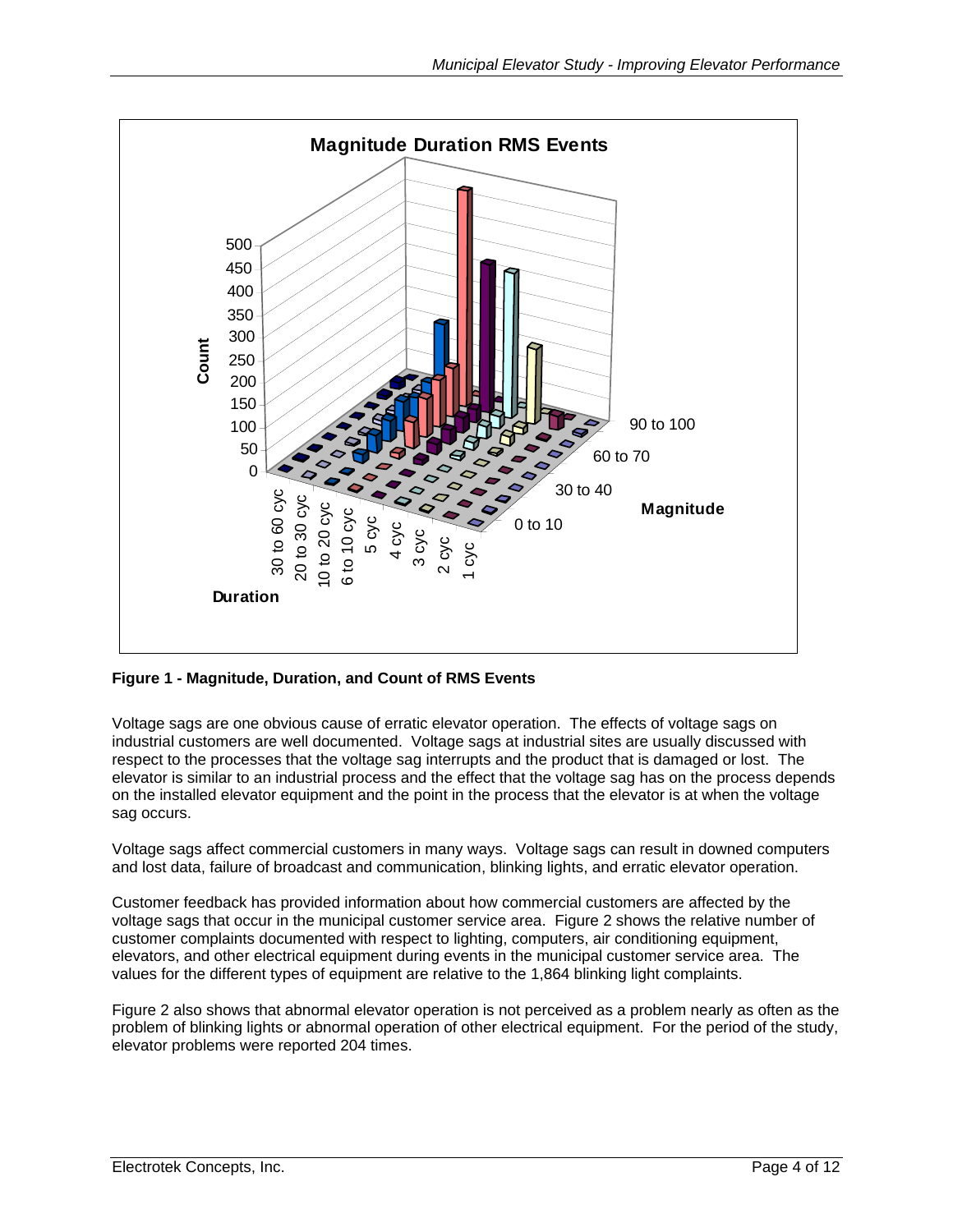**Figure 1 - Magnitude, Duration, and Count of RMS Events**

Voltage sags are one obvious cause of erratic elevator operation. The effects of voltage sags on industrial customers are well documented. Voltage sags at industrial sites are usually discussed with respect to the processes that the voltage sag interrupts and the product that is damaged or lost. The elevator is similar to an industrial process and the effect that the voltage sag has on the process depends on the installed elevator equipment and the point in the process that the elevator is at when the voltage sag occurs.

Voltage sags affect commercial customers in many ways. Voltage sags can result in downed computers and lost data, failure of broadcast and communication, blinking lights, and erratic elevator operation.

Customer feedback has provided information about how commercial customers are affected by the voltage sags that occur in the municipal customer service area. Figure 2 shows the relative number of customer complaints documented with respect to lighting, computers, air conditioning equipment, elevators, and other electrical equipment during events in the municipal customer service area. The values for the different types of equipment are relative to the 1,864 blinking light complaints.

Figure 2 also shows that abnormal elevator operation is not perceived as a problem nearly as often as the problem of blinking lights or abnormal operation of other electrical equipment. For the period of the study, elevator problems were reported 204 times.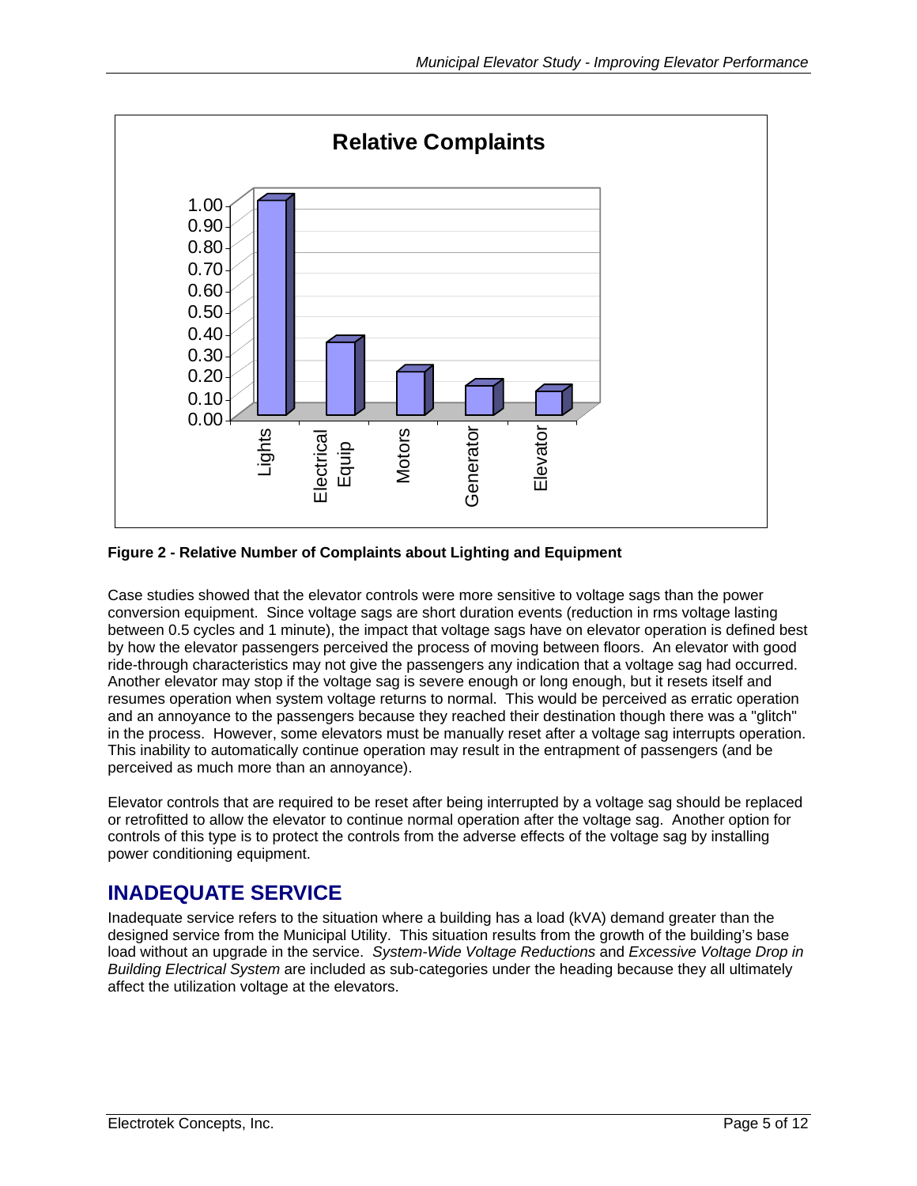**Figure 2 - Relative Number of Complaints about Lighting and Equipment**

Case studies showed that the elevator controls were more sensitive to voltage sags than the power conversion equipment. Since voltage sags are short duration events (reduction in rms voltage lasting between 0.5 cycles and 1 minute), the impact that voltage sags have on elevator operation is defined best by how the elevator passengers perceived the process of moving between floors. An elevator with good ride-through characteristics may not give the passengers any indication that a voltage sag had occurred. Another elevator may stop if the voltage sag is severe enough or long enough, but it resets itself and resumes operation when system voltage returns to normal. This would be perceived as erratic operation and an annoyance to the passengers because they reached their destination though there was a "glitch" in the process. However, some elevators must be manually reset after a voltage sag interrupts operation. This inability to automatically continue operation may result in the entrapment of passengers (and be perceived as much more than an annoyance).

Elevator controls that are required to be reset after being interrupted by a voltage sag should be replaced or retrofitted to allow the elevator to continue normal operation after the voltage sag. Another option for controls of this type is to protect the controls from the adverse effects of the voltage sag by installing power conditioning equipment.

## INADEQUATE SERVICE

Inadequate service refers to the situation where a building has a load (kVA) demand greater than the designed service from the Municipal Utility. This situation results from the growth of the building's base load without an upgrade in the service. *System-Wide Voltage Reductions* and *Excessive Voltage Drop in Building Electrical System* are included as sub-categories under the heading because they all ultimately affect the utilization voltage at the elevators.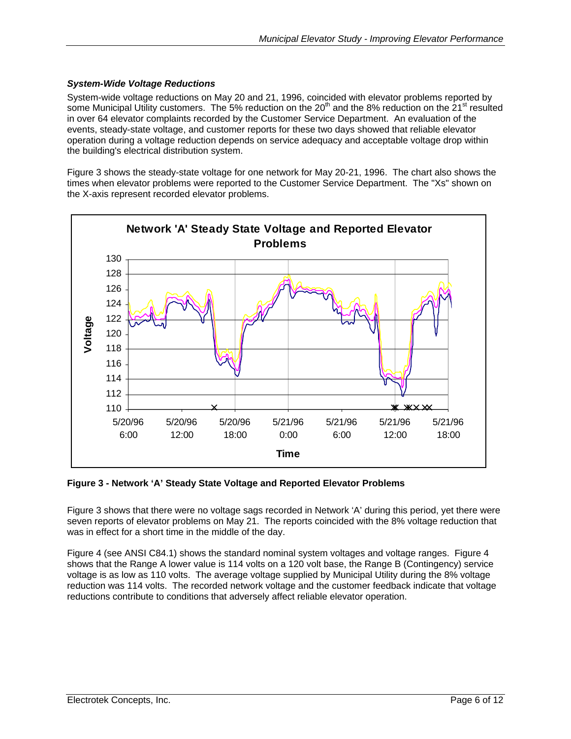### *System-Wide Voltage Reductions*

System-wide voltage reductions on May 20 and 21, 1996, coincided with elevator problems reported by some Municipal Utility customers. The 5% reduction on the 20th and the 8% reduction on the 21st resulted in over 64 elevator complaints recorded by the Customer Service Department. An evaluation of the events, steady-state voltage, and customer reports for these two days showed that reliable elevator operation during a voltage reduction depends on service adequacy and acceptable voltage drop within the building's electrical distribution system.

Figure 3 shows the steady-state voltage for one network for May 20-21, 1996. The chart also shows the times when elevator problems were reported to the Customer Service Department. The "Xs" shown on the X-axis represent recorded elevator problems.

**Figure 3 - Network 'A' Steady State Voltage and Reported Elevator Problems**

Figure 3 shows that there were no voltage sags recorded in Network 'A' during this period, yet there were seven reports of elevator problems on May 21. The reports coincided with the 8% voltage reduction that was in effect for a short time in the middle of the day.

Figure 4 (see ANSI C84.1) shows the standard nominal system voltages and voltage ranges. Figure 4 shows that the Range A lower value is 114 volts on a 120 volt base, the Range B (Contingency) service voltage is as low as 110 volts. The average voltage supplied by Municipal Utility during the 8% voltage reduction was 114 volts. The recorded network voltage and the customer feedback indicate that voltage reductions contribute to conditions that adversely affect reliable elevator operation.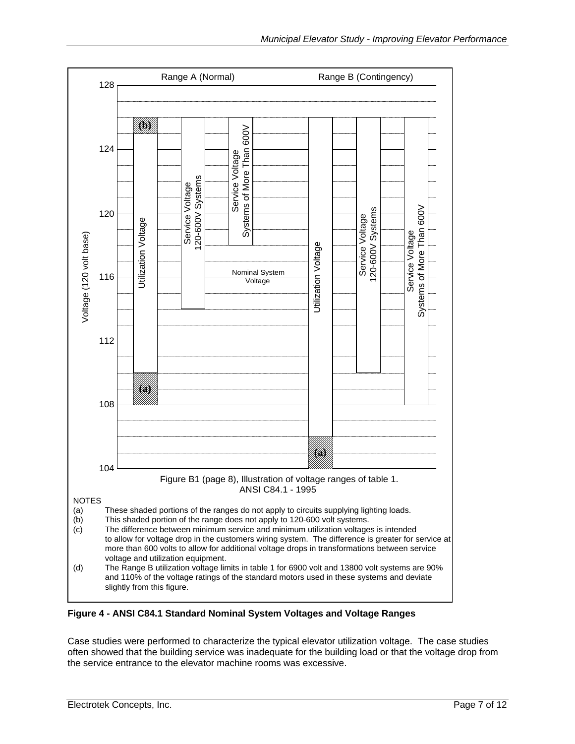Range A (Normal) Range B (Contingency)

Figure B1 (page 8), Illustration of voltage ranges of table 1.
ANSI C84.1 - 1995

NOTES

(a) These shaded portions of the ranges do not apply to circuits supplying lighting loads.

(b) This shaded portion of the range does not apply to 120-600 volt systems.

(c) The difference between minimum service and minimum utilization voltages is intended to allow for voltage drop in the customers wiring system. The difference is greater for service at more than 600 volts to allow for additional voltage drops in transformations between service voltage and utilization equipment.

(d) The Range B utilization voltage limits in table 1 for 6900 volt and 13800 volt systems are 90% and 110% of the voltage ratings of the standard motors used in these systems and deviate slightly from this figure.

**Figure 4 - ANSI C84.1 Standard Nominal System Voltages and Voltage Ranges**

Case studies were performed to characterize the typical elevator utilization voltage. The case studies often showed that the building service was inadequate for the building load or that the voltage drop from the service entrance to the elevator machine rooms was excessive.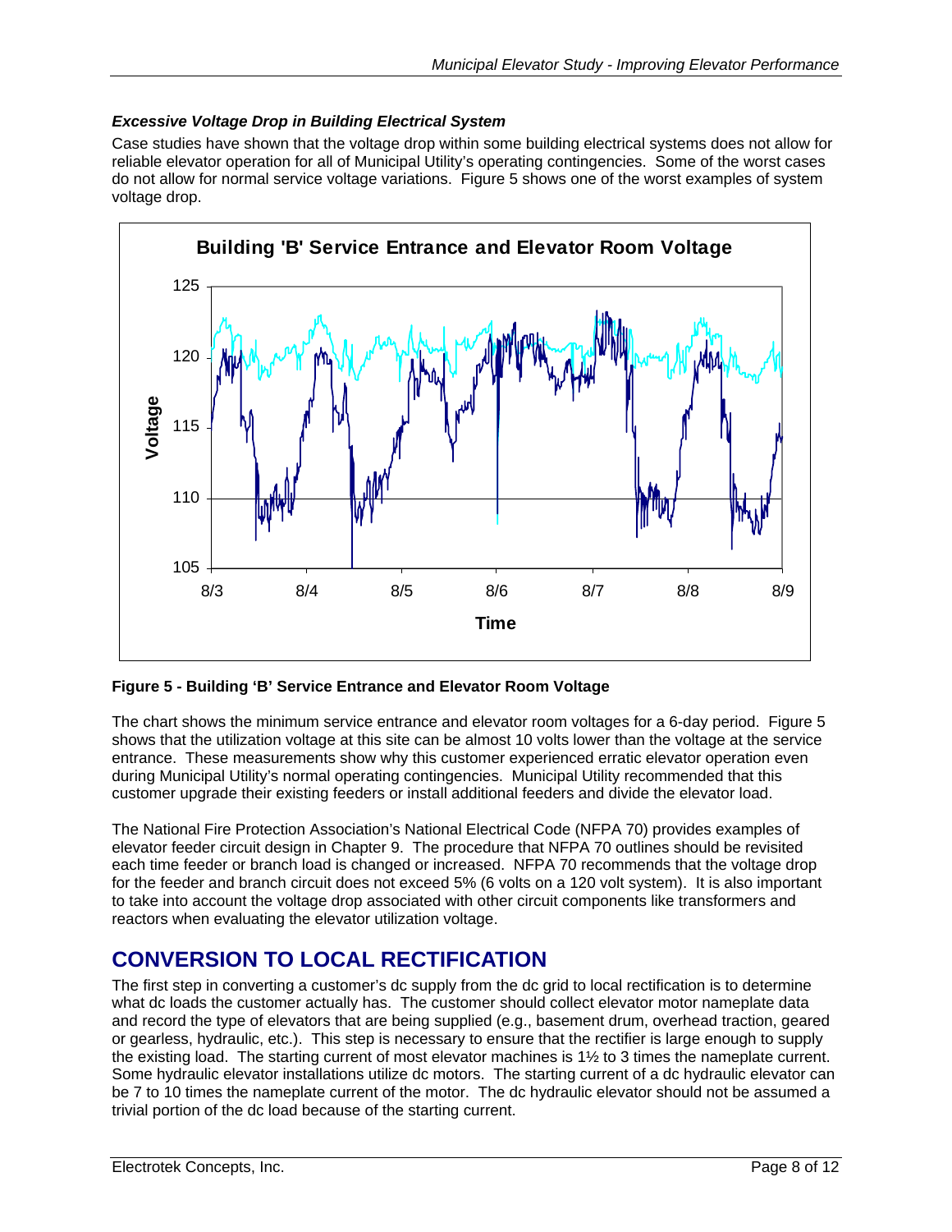### *Excessive Voltage Drop in Building Electrical System*

Case studies have shown that the voltage drop within some building electrical systems does not allow for reliable elevator operation for all of Municipal Utility's operating contingencies. Some of the worst cases do not allow for normal service voltage variations. Figure 5 shows one of the worst examples of system voltage drop.

**Figure 5 - Building 'B' Service Entrance and Elevator Room Voltage**

The chart shows the minimum service entrance and elevator room voltages for a 6-day period. Figure 5 shows that the utilization voltage at this site can be almost 10 volts lower than the voltage at the service entrance. These measurements show why this customer experienced erratic elevator operation even during Municipal Utility's normal operating contingencies. Municipal Utility recommended that this customer upgrade their existing feeders or install additional feeders and divide the elevator load.

The National Fire Protection Association's National Electrical Code (NFPA 70) provides examples of elevator feeder circuit design in Chapter 9. The procedure that NFPA 70 outlines should be revisited each time feeder or branch load is changed or increased. NFPA 70 recommends that the voltage drop for the feeder and branch circuit does not exceed 5% (6 volts on a 120 volt system). It is also important to take into account the voltage drop associated with other circuit components like transformers and reactors when evaluating the elevator utilization voltage.

## CONVERSION TO LOCAL RECTIFICATION

The first step in converting a customer's dc supply from the dc grid to local rectification is to determine what dc loads the customer actually has. The customer should collect elevator motor nameplate data and record the type of elevators that are being supplied (e.g., basement drum, overhead traction, geared or gearless, hydraulic, etc.). This step is necessary to ensure that the rectifier is large enough to supply the existing load. The starting current of most elevator machines is 1½ to 3 times the nameplate current. Some hydraulic elevator installations utilize dc motors. The starting current of a dc hydraulic elevator can be 7 to 10 times the nameplate current of the motor. The dc hydraulic elevator should not be assumed a trivial portion of the dc load because of the starting current.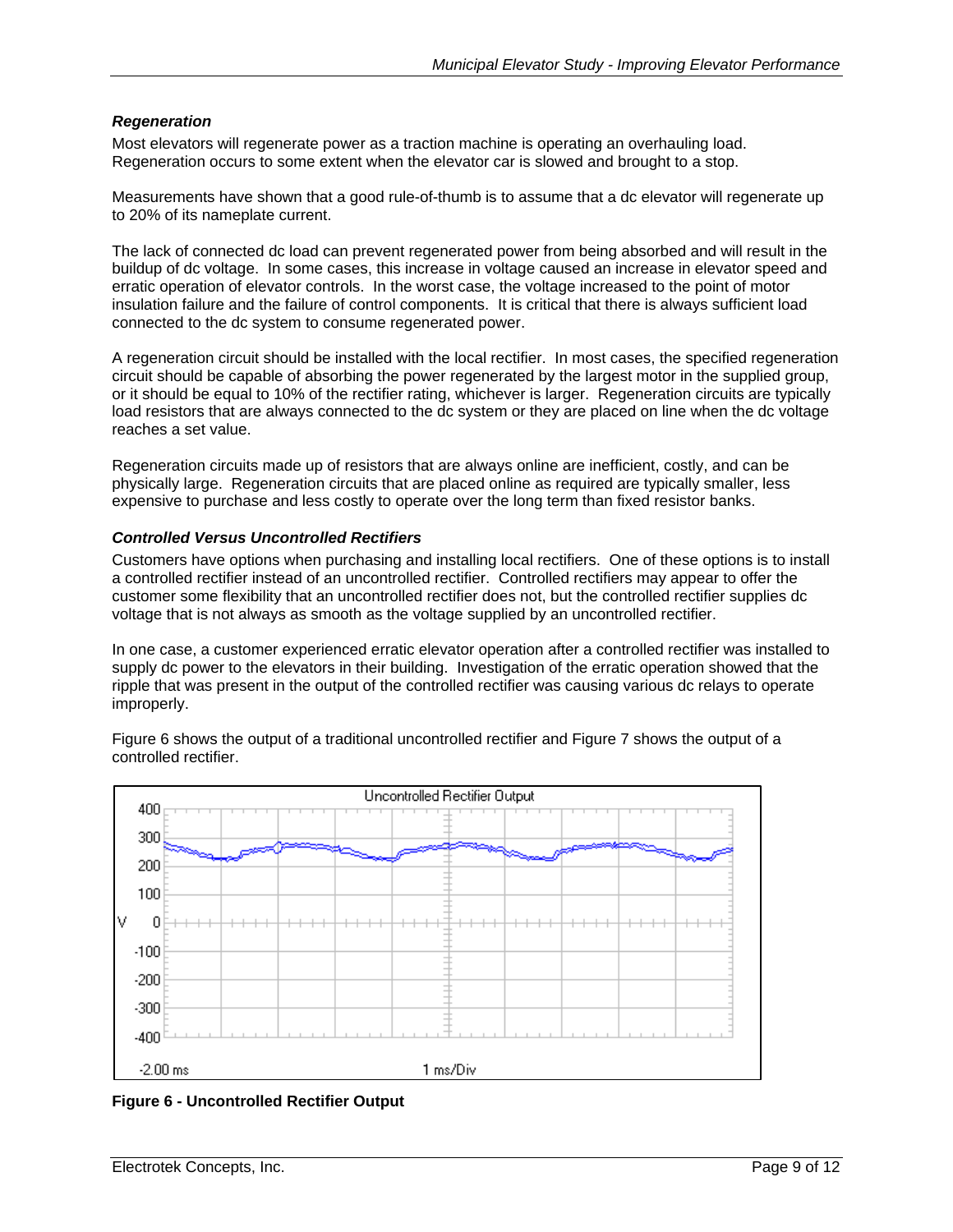### *Regeneration*

Most elevators will regenerate power as a traction machine is operating an overhauling load. Regeneration occurs to some extent when the elevator car is slowed and brought to a stop.

Measurements have shown that a good rule-of-thumb is to assume that a dc elevator will regenerate up to 20% of its nameplate current.

The lack of connected dc load can prevent regenerated power from being absorbed and will result in the buildup of dc voltage. In some cases, this increase in voltage caused an increase in elevator speed and erratic operation of elevator controls. In the worst case, the voltage increased to the point of motor insulation failure and the failure of control components. It is critical that there is always sufficient load connected to the dc system to consume regenerated power.

A regeneration circuit should be installed with the local rectifier. In most cases, the specified regeneration circuit should be capable of absorbing the power regenerated by the largest motor in the supplied group, or it should be equal to 10% of the rectifier rating, whichever is larger. Regeneration circuits are typically load resistors that are always connected to the dc system or they are placed on line when the dc voltage reaches a set value.

Regeneration circuits made up of resistors that are always online are inefficient, costly, and can be physically large. Regeneration circuits that are placed online as required are typically smaller, less expensive to purchase and less costly to operate over the long term than fixed resistor banks.

### *Controlled Versus Uncontrolled Rectifiers*

Customers have options when purchasing and installing local rectifiers. One of these options is to install a controlled rectifier instead of an uncontrolled rectifier. Controlled rectifiers may appear to offer the customer some flexibility that an uncontrolled rectifier does not, but the controlled rectifier supplies dc voltage that is not always as smooth as the voltage supplied by an uncontrolled rectifier.

In one case, a customer experienced erratic elevator operation after a controlled rectifier was installed to supply dc power to the elevators in their building. Investigation of the erratic operation showed that the ripple that was present in the output of the controlled rectifier was causing various dc relays to operate improperly.

Figure 6 shows the output of a traditional uncontrolled rectifier and Figure 7 shows the output of a controlled rectifier.

**Figure 6 - Uncontrolled Rectifier Output**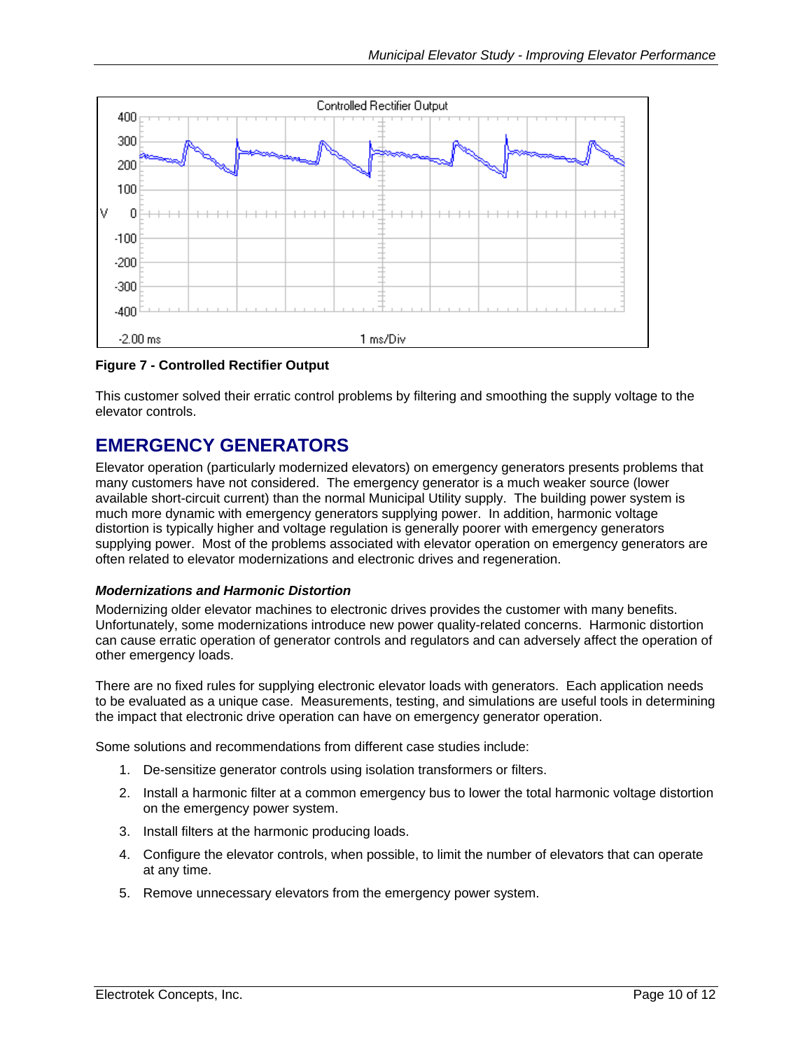**Figure 7 - Controlled Rectifier Output**

This customer solved their erratic control problems by filtering and smoothing the supply voltage to the elevator controls.

## EMERGENCY GENERATORS

Elevator operation (particularly modernized elevators) on emergency generators presents problems that many customers have not considered. The emergency generator is a much weaker source (lower available short-circuit current) than the normal Municipal Utility supply. The building power system is much more dynamic with emergency generators supplying power. In addition, harmonic voltage distortion is typically higher and voltage regulation is generally poorer with emergency generators supplying power. Most of the problems associated with elevator operation on emergency generators are often related to elevator modernizations and electronic drives and regeneration.

### *Modernizations and Harmonic Distortion*

Modernizing older elevator machines to electronic drives provides the customer with many benefits. Unfortunately, some modernizations introduce new power quality-related concerns. Harmonic distortion can cause erratic operation of generator controls and regulators and can adversely affect the operation of other emergency loads.

There are no fixed rules for supplying electronic elevator loads with generators. Each application needs to be evaluated as a unique case. Measurements, testing, and simulations are useful tools in determining the impact that electronic drive operation can have on emergency generator operation.

Some solutions and recommendations from different case studies include:

1. De-sensitize generator controls using isolation transformers or filters.
2. Install a harmonic filter at a common emergency bus to lower the total harmonic voltage distortion on the emergency power system.
3. Install filters at the harmonic producing loads.
4. Configure the elevator controls, when possible, to limit the number of elevators that can operate at any time.
5. Remove unnecessary elevators from the emergency power system.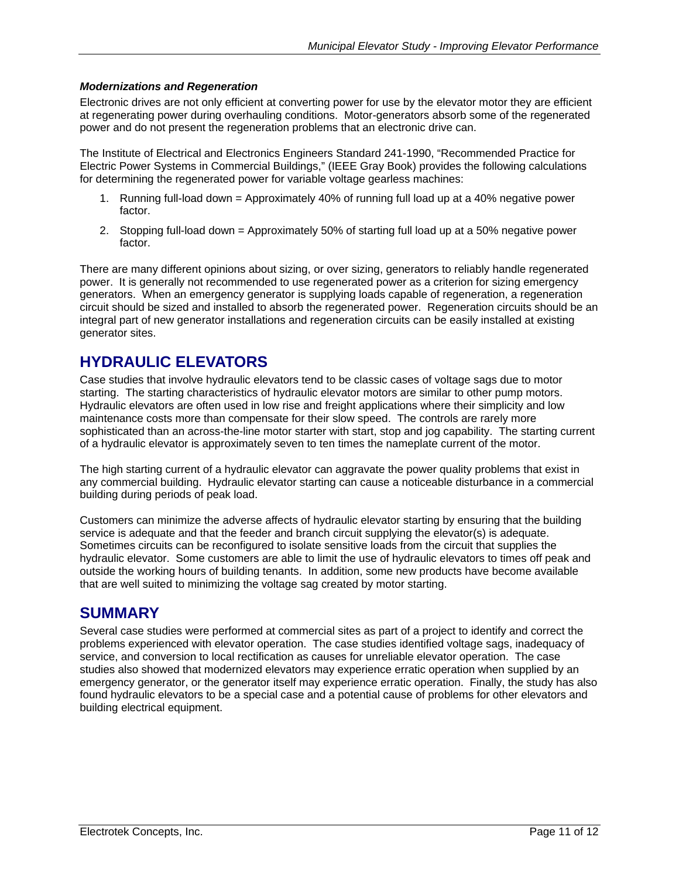### *Modernizations and Regeneration*

Electronic drives are not only efficient at converting power for use by the elevator motor they are efficient at regenerating power during overhauling conditions. Motor-generators absorb some of the regenerated power and do not present the regeneration problems that an electronic drive can.

The Institute of Electrical and Electronics Engineers Standard 241-1990, "Recommended Practice for Electric Power Systems in Commercial Buildings," (IEEE Gray Book) provides the following calculations for determining the regenerated power for variable voltage gearless machines:

1. Running full-load down = Approximately 40% of running full load up at a 40% negative power factor.
2. Stopping full-load down = Approximately 50% of starting full load up at a 50% negative power factor.

There are many different opinions about sizing, or over sizing, generators to reliably handle regenerated power. It is generally not recommended to use regenerated power as a criterion for sizing emergency generators. When an emergency generator is supplying loads capable of regeneration, a regeneration circuit should be sized and installed to absorb the regenerated power. Regeneration circuits should be an integral part of new generator installations and regeneration circuits can be easily installed at existing generator sites.

## HYDRAULIC ELEVATORS

Case studies that involve hydraulic elevators tend to be classic cases of voltage sags due to motor starting. The starting characteristics of hydraulic elevator motors are similar to other pump motors. Hydraulic elevators are often used in low rise and freight applications where their simplicity and low maintenance costs more than compensate for their slow speed. The controls are rarely more sophisticated than an across-the-line motor starter with start, stop and jog capability. The starting current of a hydraulic elevator is approximately seven to ten times the nameplate current of the motor.

The high starting current of a hydraulic elevator can aggravate the power quality problems that exist in any commercial building. Hydraulic elevator starting can cause a noticeable disturbance in a commercial building during periods of peak load.

Customers can minimize the adverse affects of hydraulic elevator starting by ensuring that the building service is adequate and that the feeder and branch circuit supplying the elevator(s) is adequate. Sometimes circuits can be reconfigured to isolate sensitive loads from the circuit that supplies the hydraulic elevator. Some customers are able to limit the use of hydraulic elevators to times off peak and outside the working hours of building tenants. In addition, some new products have become available that are well suited to minimizing the voltage sag created by motor starting.

## SUMMARY

Several case studies were performed at commercial sites as part of a project to identify and correct the problems experienced with elevator operation. The case studies identified voltage sags, inadequacy of service, and conversion to local rectification as causes for unreliable elevator operation. The case studies also showed that modernized elevators may experience erratic operation when supplied by an emergency generator, or the generator itself may experience erratic operation. Finally, the study has also found hydraulic elevators to be a special case and a potential cause of problems for other elevators and building electrical equipment.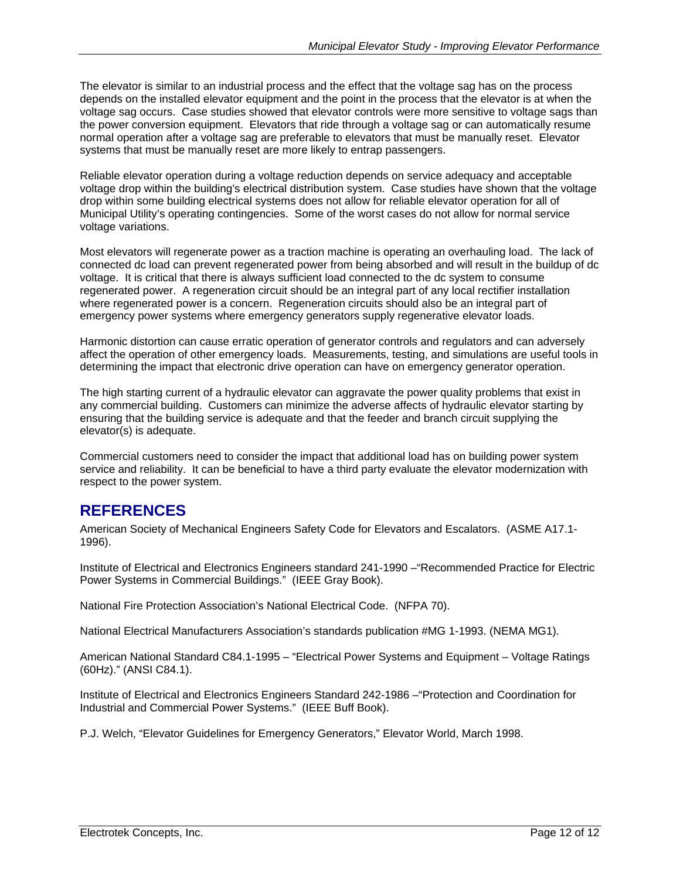The elevator is similar to an industrial process and the effect that the voltage sag has on the process depends on the installed elevator equipment and the point in the process that the elevator is at when the voltage sag occurs. Case studies showed that elevator controls were more sensitive to voltage sags than the power conversion equipment. Elevators that ride through a voltage sag or can automatically resume normal operation after a voltage sag are preferable to elevators that must be manually reset. Elevator systems that must be manually reset are more likely to entrap passengers.

Reliable elevator operation during a voltage reduction depends on service adequacy and acceptable voltage drop within the building's electrical distribution system. Case studies have shown that the voltage drop within some building electrical systems does not allow for reliable elevator operation for all of Municipal Utility's operating contingencies. Some of the worst cases do not allow for normal service voltage variations.

Most elevators will regenerate power as a traction machine is operating an overhauling load. The lack of connected dc load can prevent regenerated power from being absorbed and will result in the buildup of dc voltage. It is critical that there is always sufficient load connected to the dc system to consume regenerated power. A regeneration circuit should be an integral part of any local rectifier installation where regenerated power is a concern. Regeneration circuits should also be an integral part of emergency power systems where emergency generators supply regenerative elevator loads.

Harmonic distortion can cause erratic operation of generator controls and regulators and can adversely affect the operation of other emergency loads. Measurements, testing, and simulations are useful tools in determining the impact that electronic drive operation can have on emergency generator operation.

The high starting current of a hydraulic elevator can aggravate the power quality problems that exist in any commercial building. Customers can minimize the adverse affects of hydraulic elevator starting by ensuring that the building service is adequate and that the feeder and branch circuit supplying the elevator(s) is adequate.

Commercial customers need to consider the impact that additional load has on building power system service and reliability. It can be beneficial to have a third party evaluate the elevator modernization with respect to the power system.

## REFERENCES

American Society of Mechanical Engineers Safety Code for Elevators and Escalators. (ASME A17.1-1996).

Institute of Electrical and Electronics Engineers standard 241-1990 –"Recommended Practice for Electric Power Systems in Commercial Buildings." (IEEE Gray Book).

National Fire Protection Association's National Electrical Code. (NFPA 70).

National Electrical Manufacturers Association's standards publication #MG 1-1993. (NEMA MG1).

American National Standard C84.1-1995 – "Electrical Power Systems and Equipment – Voltage Ratings (60Hz)." (ANSI C84.1).

Institute of Electrical and Electronics Engineers Standard 242-1986 –"Protection and Coordination for Industrial and Commercial Power Systems." (IEEE Buff Book).

P.J. Welch, "Elevator Guidelines for Emergency Generators," Elevator World, March 1998.